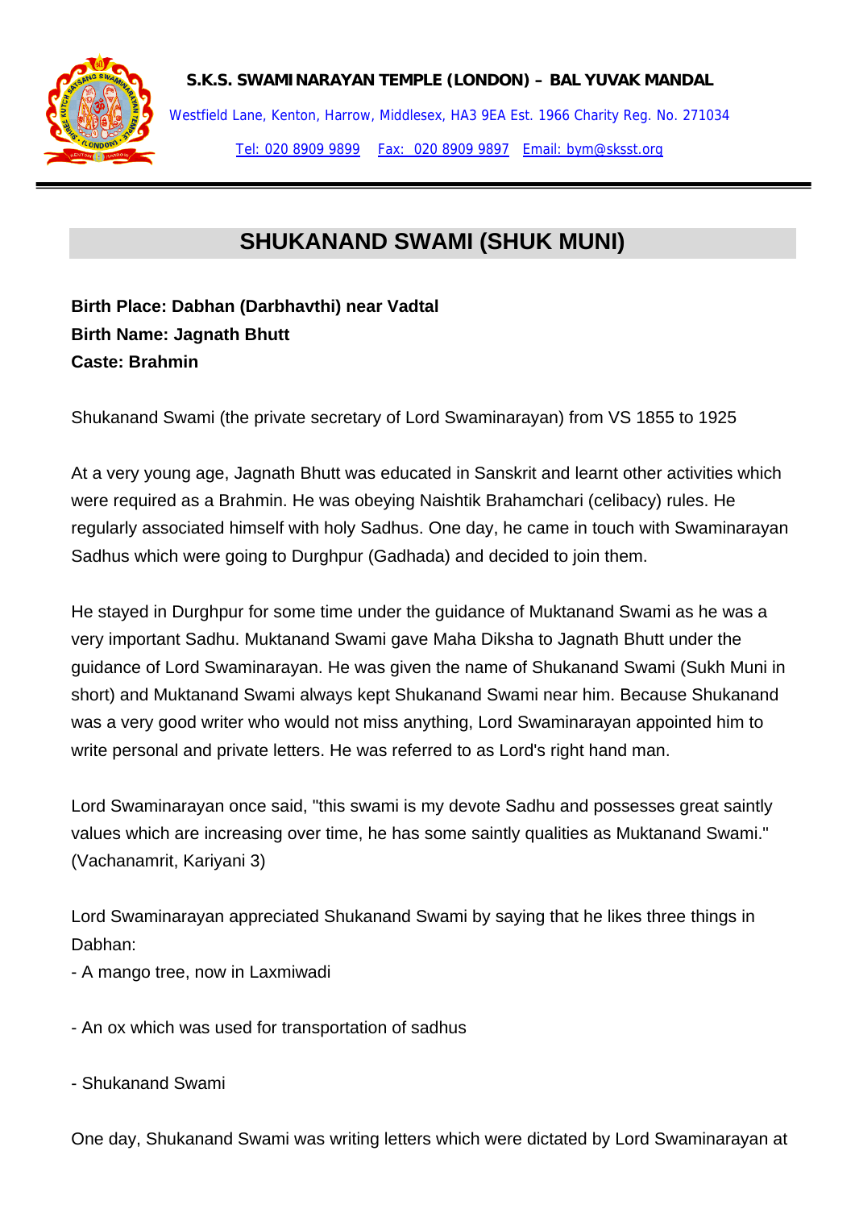**S.K.S. SWAMINARAYAN TEMPLE (LONDON) – BAL YUVAK MANDAL**

Westfield Lane, Kenton, Harrow, Middlesex, HA3 9EA Est. 1966 Charity Reg. No. 271034

Tel: 020 8909 9899   Fax: 020 8909 9897   Email: bym@sksst.org

# SHUKANAND SWAMI (SHUK MUNI)

**Birth Place: Dabhan (Darbhavthi) near Vadtal**
**Birth Name: Jagnath Bhutt**
**Caste: Brahmin**

Shukanand Swami (the private secretary of Lord Swaminarayan) from VS 1855 to 1925

At a very young age, Jagnath Bhutt was educated in Sanskrit and learnt other activities which were required as a Brahmin. He was obeying Naishtik Brahamchari (celibacy) rules. He regularly associated himself with holy Sadhus. One day, he came in touch with Swaminarayan Sadhus which were going to Durghpur (Gadhada) and decided to join them.

He stayed in Durghpur for some time under the guidance of Muktanand Swami as he was a very important Sadhu. Muktanand Swami gave Maha Diksha to Jagnath Bhutt under the guidance of Lord Swaminarayan. He was given the name of Shukanand Swami (Sukh Muni in short) and Muktanand Swami always kept Shukanand Swami near him. Because Shukanand was a very good writer who would not miss anything, Lord Swaminarayan appointed him to write personal and private letters. He was referred to as Lord's right hand man.

Lord Swaminarayan once said, "this swami is my devote Sadhu and possesses great saintly values which are increasing over time, he has some saintly qualities as Muktanand Swami." (Vachanamrit, Kariyani 3)

Lord Swaminarayan appreciated Shukanand Swami by saying that he likes three things in Dabhan:

- A mango tree, now in Laxmiwadi

- An ox which was used for transportation of sadhus

- Shukanand Swami

One day, Shukanand Swami was writing letters which were dictated by Lord Swaminarayan at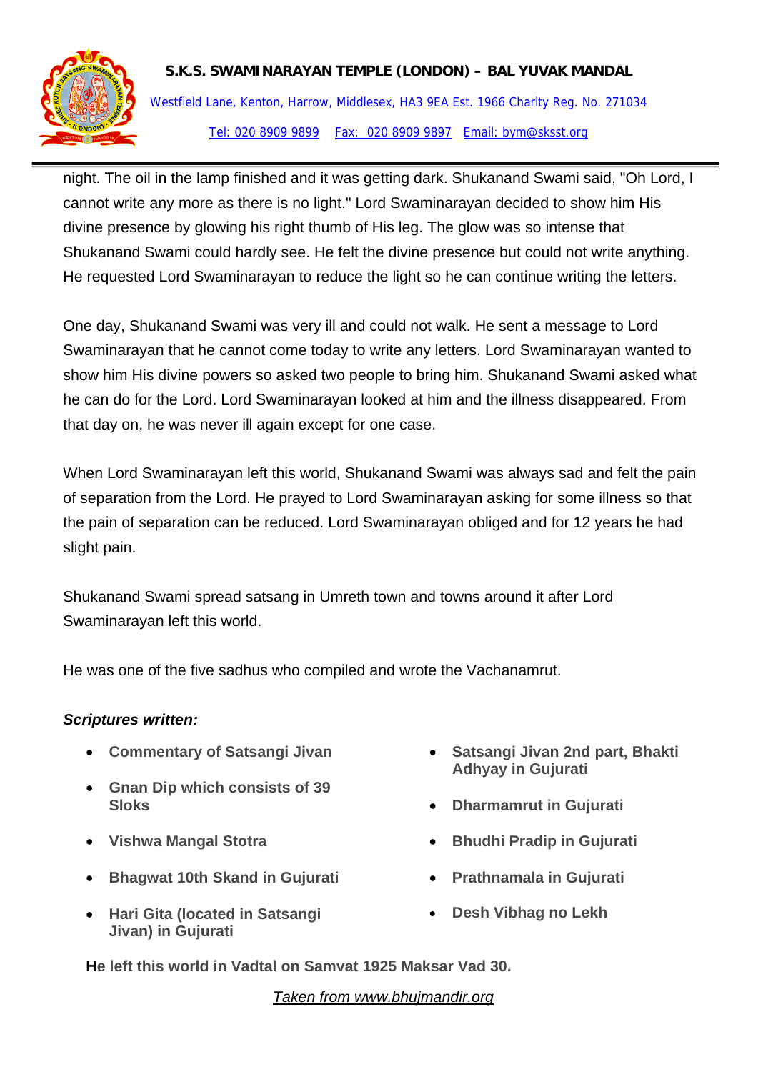night. The oil in the lamp finished and it was getting dark. Shukanand Swami said, "Oh Lord, I cannot write any more as there is no light." Lord Swaminarayan decided to show him His divine presence by glowing his right thumb of His leg. The glow was so intense that Shukanand Swami could hardly see. He felt the divine presence but could not write anything. He requested Lord Swaminarayan to reduce the light so he can continue writing the letters.

One day, Shukanand Swami was very ill and could not walk. He sent a message to Lord Swaminarayan that he cannot come today to write any letters. Lord Swaminarayan wanted to show him His divine powers so asked two people to bring him. Shukanand Swami asked what he can do for the Lord. Lord Swaminarayan looked at him and the illness disappeared. From that day on, he was never ill again except for one case.

When Lord Swaminarayan left this world, Shukanand Swami was always sad and felt the pain of separation from the Lord. He prayed to Lord Swaminarayan asking for some illness so that the pain of separation can be reduced. Lord Swaminarayan obliged and for 12 years he had slight pain.

Shukanand Swami spread satsang in Umreth town and towns around it after Lord Swaminarayan left this world.

He was one of the five sadhus who compiled and wrote the Vachanamrut.

***Scriptures written:***

- **Commentary of Satsangi Jivan**
- **Gnan Dip which consists of 39 Sloks**
- **Vishwa Mangal Stotra**
- **Bhagwat 10th Skand in Gujurati**
- **Hari Gita (located in Satsangi Jivan) in Gujurati**
- **Satsangi Jivan 2nd part, Bhakti Adhyay in Gujurati**
- **Dharmamrut in Gujurati**
- **Bhudhi Pradip in Gujurati**
- **Prathnamala in Gujurati**
- **Desh Vibhag no Lekh**

**He left this world in Vadtal on Samvat 1925 Maksar Vad 30.**

*Taken from www.bhujmandir.org*